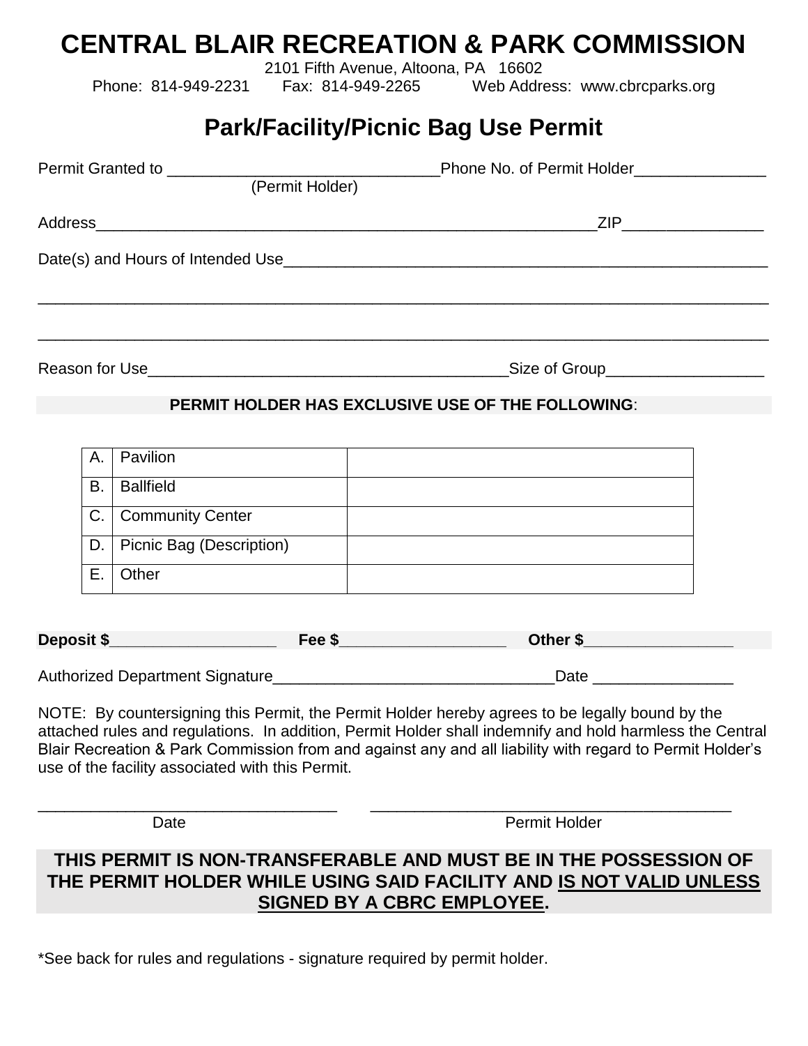# CENTRAL BLAIR RECREATION & PARK COMMISSION

2101 Fifth Avenue, Altoona, PA 16602
Phone: 814-949-2231 Fax: 814-949-2265 Web Address: www.cbrcparks.org

## Park/Facility/Picnic Bag Use Permit

Permit Granted to ______________________________ Phone No. of Permit Holder_______________
(Permit Holder)

Address_______________________________________________________ZIP________________

Date(s) and Hours of Intended Use_____________________________________________________

______________________________________________________________________________

______________________________________________________________________________

Reason for Use________________________________________Size of Group__________________

**PERMIT HOLDER HAS EXCLUSIVE USE OF THE FOLLOWING**:

| | | |
|---|---|---|
| A. | Pavilion | |
| B. | Ballfield | |
| C. | Community Center | |
| D. | Picnic Bag (Description) | |
| E. | Other | |

**Deposit $**___________________ **Fee $**___________________ **Other $**_________________

Authorized Department Signature________________________________Date ________________

NOTE: By countersigning this Permit, the Permit Holder hereby agrees to be legally bound by the attached rules and regulations. In addition, Permit Holder shall indemnify and hold harmless the Central Blair Recreation & Park Commission from and against any and all liability with regard to Permit Holder's use of the facility associated with this Permit.

__________________________________ ________________________________________
Date Permit Holder

**THIS PERMIT IS NON-TRANSFERABLE AND MUST BE IN THE POSSESSION OF THE PERMIT HOLDER WHILE USING SAID FACILITY AND <u>IS NOT VALID UNLESS SIGNED BY A CBRC EMPLOYEE</u>.**

*See back for rules and regulations - signature required by permit holder.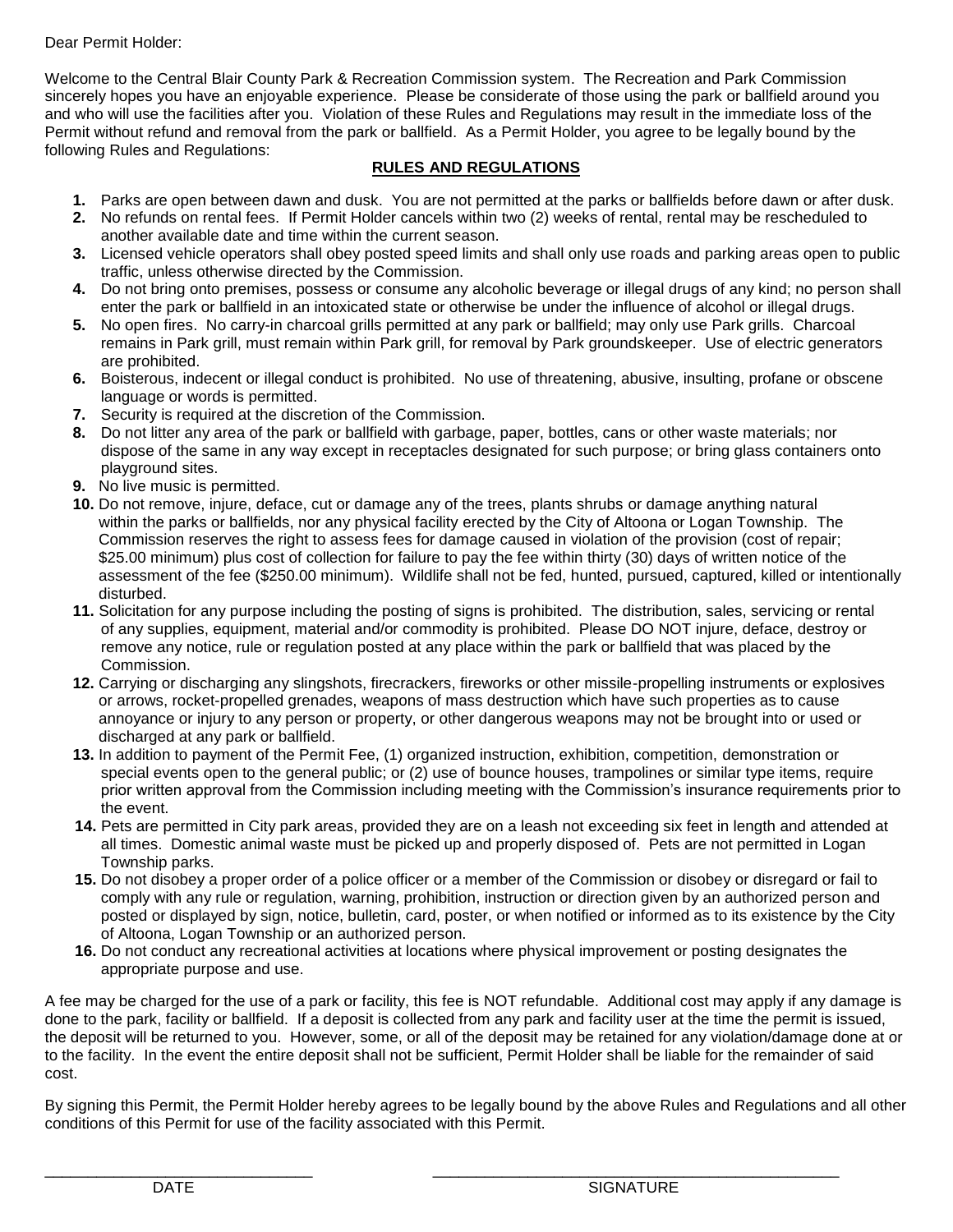Dear Permit Holder:

Welcome to the Central Blair County Park & Recreation Commission system. The Recreation and Park Commission sincerely hopes you have an enjoyable experience. Please be considerate of those using the park or ballfield around you and who will use the facilities after you. Violation of these Rules and Regulations may result in the immediate loss of the Permit without refund and removal from the park or ballfield. As a Permit Holder, you agree to be legally bound by the following Rules and Regulations:

## RULES AND REGULATIONS

1. Parks are open between dawn and dusk. You are not permitted at the parks or ballfields before dawn or after dusk.
2. No refunds on rental fees. If Permit Holder cancels within two (2) weeks of rental, rental may be rescheduled to another available date and time within the current season.
3. Licensed vehicle operators shall obey posted speed limits and shall only use roads and parking areas open to public traffic, unless otherwise directed by the Commission.
4. Do not bring onto premises, possess or consume any alcoholic beverage or illegal drugs of any kind; no person shall enter the park or ballfield in an intoxicated state or otherwise be under the influence of alcohol or illegal drugs.
5. No open fires. No carry-in charcoal grills permitted at any park or ballfield; may only use Park grills. Charcoal remains in Park grill, must remain within Park grill, for removal by Park groundskeeper. Use of electric generators are prohibited.
6. Boisterous, indecent or illegal conduct is prohibited. No use of threatening, abusive, insulting, profane or obscene language or words is permitted.
7. Security is required at the discretion of the Commission.
8. Do not litter any area of the park or ballfield with garbage, paper, bottles, cans or other waste materials; nor dispose of the same in any way except in receptacles designated for such purpose; or bring glass containers onto playground sites.
9. No live music is permitted.
10. Do not remove, injure, deface, cut or damage any of the trees, plants shrubs or damage anything natural within the parks or ballfields, nor any physical facility erected by the City of Altoona or Logan Township. The Commission reserves the right to assess fees for damage caused in violation of the provision (cost of repair; $25.00 minimum) plus cost of collection for failure to pay the fee within thirty (30) days of written notice of the assessment of the fee ($250.00 minimum). Wildlife shall not be fed, hunted, pursued, captured, killed or intentionally disturbed.
11. Solicitation for any purpose including the posting of signs is prohibited. The distribution, sales, servicing or rental of any supplies, equipment, material and/or commodity is prohibited. Please DO NOT injure, deface, destroy or remove any notice, rule or regulation posted at any place within the park or ballfield that was placed by the Commission.
12. Carrying or discharging any slingshots, firecrackers, fireworks or other missile-propelling instruments or explosives or arrows, rocket-propelled grenades, weapons of mass destruction which have such properties as to cause annoyance or injury to any person or property, or other dangerous weapons may not be brought into or used or discharged at any park or ballfield.
13. In addition to payment of the Permit Fee, (1) organized instruction, exhibition, competition, demonstration or special events open to the general public; or (2) use of bounce houses, trampolines or similar type items, require prior written approval from the Commission including meeting with the Commission's insurance requirements prior to the event.
14. Pets are permitted in City park areas, provided they are on a leash not exceeding six feet in length and attended at all times. Domestic animal waste must be picked up and properly disposed of. Pets are not permitted in Logan Township parks.
15. Do not disobey a proper order of a police officer or a member of the Commission or disobey or disregard or fail to comply with any rule or regulation, warning, prohibition, instruction or direction given by an authorized person and posted or displayed by sign, notice, bulletin, card, poster, or when notified or informed as to its existence by the City of Altoona, Logan Township or an authorized person.
16. Do not conduct any recreational activities at locations where physical improvement or posting designates the appropriate purpose and use.

A fee may be charged for the use of a park or facility, this fee is NOT refundable. Additional cost may apply if any damage is done to the park, facility or ballfield. If a deposit is collected from any park and facility user at the time the permit is issued, the deposit will be returned to you. However, some, or all of the deposit may be retained for any violation/damage done at or to the facility. In the event the entire deposit shall not be sufficient, Permit Holder shall be liable for the remainder of said cost.

By signing this Permit, the Permit Holder hereby agrees to be legally bound by the above Rules and Regulations and all other conditions of this Permit for use of the facility associated with this Permit.

______________________________ DATE

______________________________________________ SIGNATURE